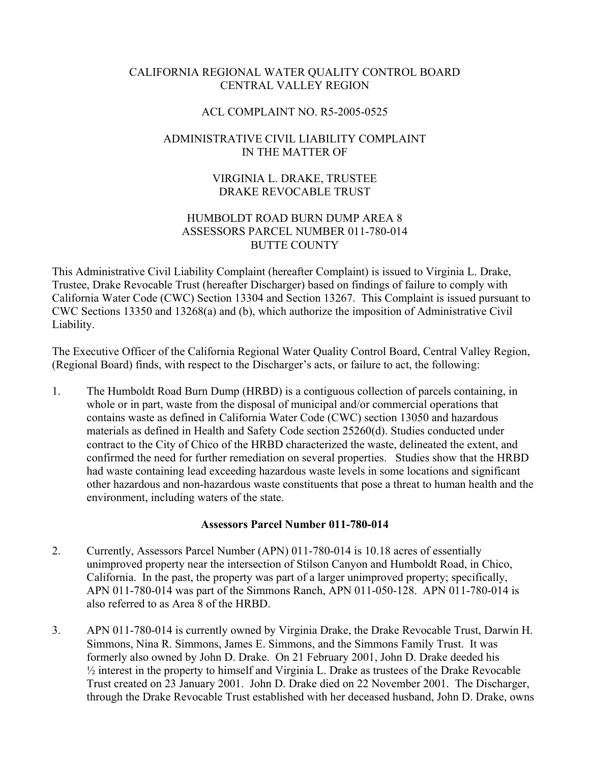# CALIFORNIA REGIONAL WATER QUALITY CONTROL BOARD
# CENTRAL VALLEY REGION

## ACL COMPLAINT NO. R5-2005-0525

## ADMINISTRATIVE CIVIL LIABILITY COMPLAINT IN THE MATTER OF

## VIRGINIA L. DRAKE, TRUSTEE DRAKE REVOCABLE TRUST

## HUMBOLDT ROAD BURN DUMP AREA 8 ASSESSORS PARCEL NUMBER 011-780-014 BUTTE COUNTY

This Administrative Civil Liability Complaint (hereafter Complaint) is issued to Virginia L. Drake, Trustee, Drake Revocable Trust (hereafter Discharger) based on findings of failure to comply with California Water Code (CWC) Section 13304 and Section 13267. This Complaint is issued pursuant to CWC Sections 13350 and 13268(a) and (b), which authorize the imposition of Administrative Civil Liability.

The Executive Officer of the California Regional Water Quality Control Board, Central Valley Region, (Regional Board) finds, with respect to the Discharger's acts, or failure to act, the following:

1. The Humboldt Road Burn Dump (HRBD) is a contiguous collection of parcels containing, in whole or in part, waste from the disposal of municipal and/or commercial operations that contains waste as defined in California Water Code (CWC) section 13050 and hazardous materials as defined in Health and Safety Code section 25260(d). Studies conducted under contract to the City of Chico of the HRBD characterized the waste, delineated the extent, and confirmed the need for further remediation on several properties. Studies show that the HRBD had waste containing lead exceeding hazardous waste levels in some locations and significant other hazardous and non-hazardous waste constituents that pose a threat to human health and the environment, including waters of the state.

**Assessors Parcel Number 011-780-014**

2. Currently, Assessors Parcel Number (APN) 011-780-014 is 10.18 acres of essentially unimproved property near the intersection of Stilson Canyon and Humboldt Road, in Chico, California. In the past, the property was part of a larger unimproved property; specifically, APN 011-780-014 was part of the Simmons Ranch, APN 011-050-128. APN 011-780-014 is also referred to as Area 8 of the HRBD.

3. APN 011-780-014 is currently owned by Virginia Drake, the Drake Revocable Trust, Darwin H. Simmons, Nina R. Simmons, James E. Simmons, and the Simmons Family Trust. It was formerly also owned by John D. Drake. On 21 February 2001, John D. Drake deeded his ½ interest in the property to himself and Virginia L. Drake as trustees of the Drake Revocable Trust created on 23 January 2001. John D. Drake died on 22 November 2001. The Discharger, through the Drake Revocable Trust established with her deceased husband, John D. Drake, owns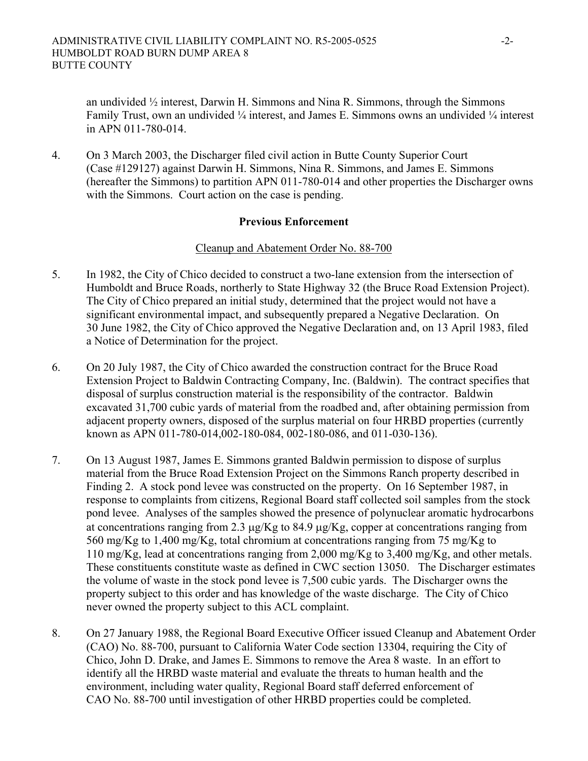an undivided ½ interest, Darwin H. Simmons and Nina R. Simmons, through the Simmons Family Trust, own an undivided ¼ interest, and James E. Simmons owns an undivided ¼ interest in APN 011-780-014.

4. On 3 March 2003, the Discharger filed civil action in Butte County Superior Court (Case #129127) against Darwin H. Simmons, Nina R. Simmons, and James E. Simmons (hereafter the Simmons) to partition APN 011-780-014 and other properties the Discharger owns with the Simmons. Court action on the case is pending.

**Previous Enforcement**

Cleanup and Abatement Order No. 88-700

5. In 1982, the City of Chico decided to construct a two-lane extension from the intersection of Humboldt and Bruce Roads, northerly to State Highway 32 (the Bruce Road Extension Project). The City of Chico prepared an initial study, determined that the project would not have a significant environmental impact, and subsequently prepared a Negative Declaration. On 30 June 1982, the City of Chico approved the Negative Declaration and, on 13 April 1983, filed a Notice of Determination for the project.

6. On 20 July 1987, the City of Chico awarded the construction contract for the Bruce Road Extension Project to Baldwin Contracting Company, Inc. (Baldwin). The contract specifies that disposal of surplus construction material is the responsibility of the contractor. Baldwin excavated 31,700 cubic yards of material from the roadbed and, after obtaining permission from adjacent property owners, disposed of the surplus material on four HRBD properties (currently known as APN 011-780-014,002-180-084, 002-180-086, and 011-030-136).

7. On 13 August 1987, James E. Simmons granted Baldwin permission to dispose of surplus material from the Bruce Road Extension Project on the Simmons Ranch property described in Finding 2. A stock pond levee was constructed on the property. On 16 September 1987, in response to complaints from citizens, Regional Board staff collected soil samples from the stock pond levee. Analyses of the samples showed the presence of polynuclear aromatic hydrocarbons at concentrations ranging from 2.3 μg/Kg to 84.9 μg/Kg, copper at concentrations ranging from 560 mg/Kg to 1,400 mg/Kg, total chromium at concentrations ranging from 75 mg/Kg to 110 mg/Kg, lead at concentrations ranging from 2,000 mg/Kg to 3,400 mg/Kg, and other metals. These constituents constitute waste as defined in CWC section 13050. The Discharger estimates the volume of waste in the stock pond levee is 7,500 cubic yards. The Discharger owns the property subject to this order and has knowledge of the waste discharge. The City of Chico never owned the property subject to this ACL complaint.

8. On 27 January 1988, the Regional Board Executive Officer issued Cleanup and Abatement Order (CAO) No. 88-700, pursuant to California Water Code section 13304, requiring the City of Chico, John D. Drake, and James E. Simmons to remove the Area 8 waste. In an effort to identify all the HRBD waste material and evaluate the threats to human health and the environment, including water quality, Regional Board staff deferred enforcement of CAO No. 88-700 until investigation of other HRBD properties could be completed.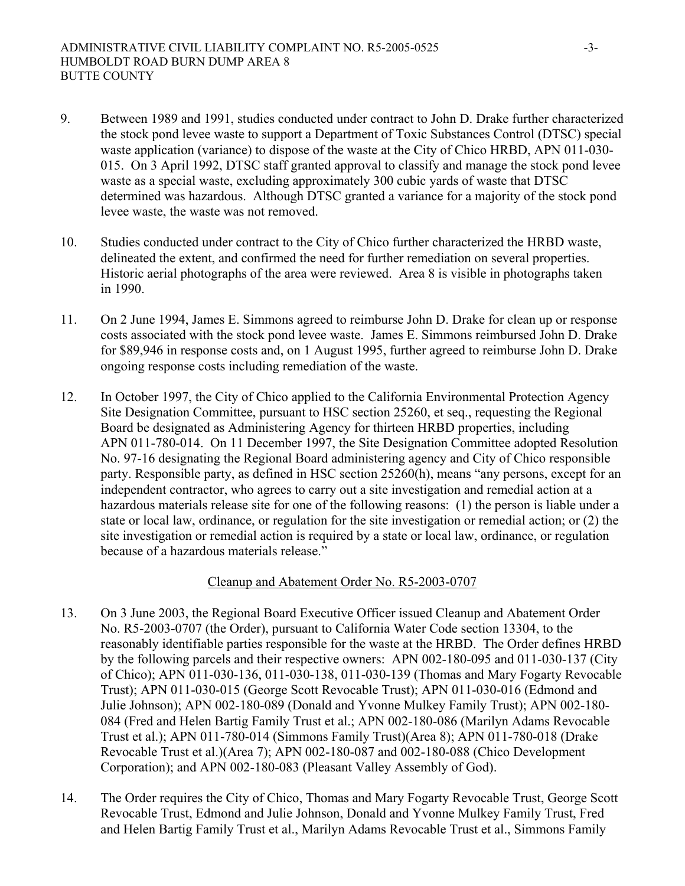9. Between 1989 and 1991, studies conducted under contract to John D. Drake further characterized the stock pond levee waste to support a Department of Toxic Substances Control (DTSC) special waste application (variance) to dispose of the waste at the City of Chico HRBD, APN 011-030-015. On 3 April 1992, DTSC staff granted approval to classify and manage the stock pond levee waste as a special waste, excluding approximately 300 cubic yards of waste that DTSC determined was hazardous. Although DTSC granted a variance for a majority of the stock pond levee waste, the waste was not removed.

10. Studies conducted under contract to the City of Chico further characterized the HRBD waste, delineated the extent, and confirmed the need for further remediation on several properties. Historic aerial photographs of the area were reviewed. Area 8 is visible in photographs taken in 1990.

11. On 2 June 1994, James E. Simmons agreed to reimburse John D. Drake for clean up or response costs associated with the stock pond levee waste. James E. Simmons reimbursed John D. Drake for \$89,946 in response costs and, on 1 August 1995, further agreed to reimburse John D. Drake ongoing response costs including remediation of the waste.

12. In October 1997, the City of Chico applied to the California Environmental Protection Agency Site Designation Committee, pursuant to HSC section 25260, et seq., requesting the Regional Board be designated as Administering Agency for thirteen HRBD properties, including APN 011-780-014. On 11 December 1997, the Site Designation Committee adopted Resolution No. 97-16 designating the Regional Board administering agency and City of Chico responsible party. Responsible party, as defined in HSC section 25260(h), means "any persons, except for an independent contractor, who agrees to carry out a site investigation and remedial action at a hazardous materials release site for one of the following reasons: (1) the person is liable under a state or local law, ordinance, or regulation for the site investigation or remedial action; or (2) the site investigation or remedial action is required by a state or local law, ordinance, or regulation because of a hazardous materials release."

<u>Cleanup and Abatement Order No. R5-2003-0707</u>

13. On 3 June 2003, the Regional Board Executive Officer issued Cleanup and Abatement Order No. R5-2003-0707 (the Order), pursuant to California Water Code section 13304, to the reasonably identifiable parties responsible for the waste at the HRBD. The Order defines HRBD by the following parcels and their respective owners: APN 002-180-095 and 011-030-137 (City of Chico); APN 011-030-136, 011-030-138, 011-030-139 (Thomas and Mary Fogarty Revocable Trust); APN 011-030-015 (George Scott Revocable Trust); APN 011-030-016 (Edmond and Julie Johnson); APN 002-180-089 (Donald and Yvonne Mulkey Family Trust); APN 002-180-084 (Fred and Helen Bartig Family Trust et al.; APN 002-180-086 (Marilyn Adams Revocable Trust et al.); APN 011-780-014 (Simmons Family Trust)(Area 8); APN 011-780-018 (Drake Revocable Trust et al.)(Area 7); APN 002-180-087 and 002-180-088 (Chico Development Corporation); and APN 002-180-083 (Pleasant Valley Assembly of God).

14. The Order requires the City of Chico, Thomas and Mary Fogarty Revocable Trust, George Scott Revocable Trust, Edmond and Julie Johnson, Donald and Yvonne Mulkey Family Trust, Fred and Helen Bartig Family Trust et al., Marilyn Adams Revocable Trust et al., Simmons Family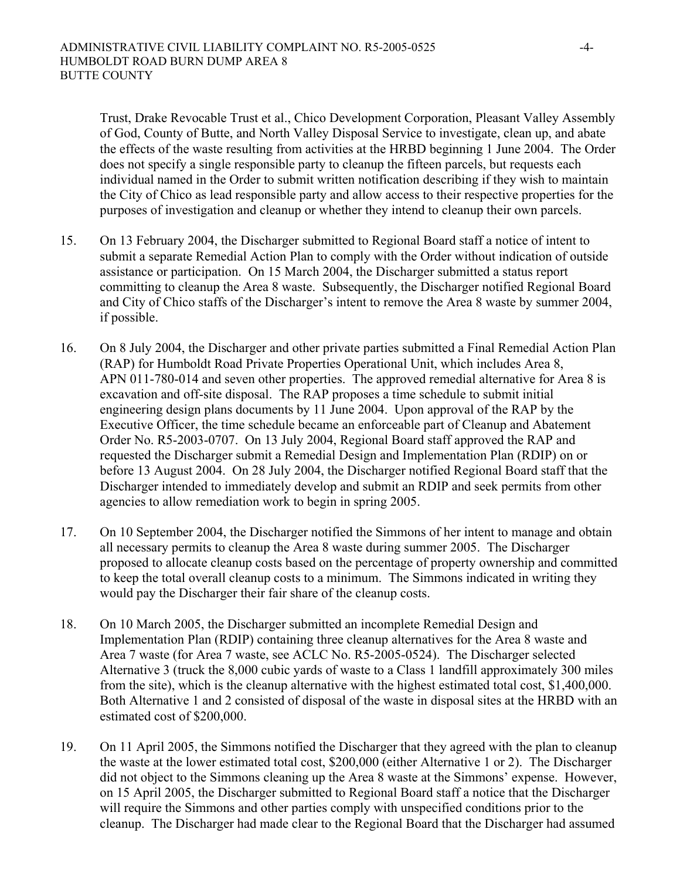Trust, Drake Revocable Trust et al., Chico Development Corporation, Pleasant Valley Assembly of God, County of Butte, and North Valley Disposal Service to investigate, clean up, and abate the effects of the waste resulting from activities at the HRBD beginning 1 June 2004. The Order does not specify a single responsible party to cleanup the fifteen parcels, but requests each individual named in the Order to submit written notification describing if they wish to maintain the City of Chico as lead responsible party and allow access to their respective properties for the purposes of investigation and cleanup or whether they intend to cleanup their own parcels.

15. On 13 February 2004, the Discharger submitted to Regional Board staff a notice of intent to submit a separate Remedial Action Plan to comply with the Order without indication of outside assistance or participation. On 15 March 2004, the Discharger submitted a status report committing to cleanup the Area 8 waste. Subsequently, the Discharger notified Regional Board and City of Chico staffs of the Discharger's intent to remove the Area 8 waste by summer 2004, if possible.

16. On 8 July 2004, the Discharger and other private parties submitted a Final Remedial Action Plan (RAP) for Humboldt Road Private Properties Operational Unit, which includes Area 8, APN 011-780-014 and seven other properties. The approved remedial alternative for Area 8 is excavation and off-site disposal. The RAP proposes a time schedule to submit initial engineering design plans documents by 11 June 2004. Upon approval of the RAP by the Executive Officer, the time schedule became an enforceable part of Cleanup and Abatement Order No. R5-2003-0707. On 13 July 2004, Regional Board staff approved the RAP and requested the Discharger submit a Remedial Design and Implementation Plan (RDIP) on or before 13 August 2004. On 28 July 2004, the Discharger notified Regional Board staff that the Discharger intended to immediately develop and submit an RDIP and seek permits from other agencies to allow remediation work to begin in spring 2005.

17. On 10 September 2004, the Discharger notified the Simmons of her intent to manage and obtain all necessary permits to cleanup the Area 8 waste during summer 2005. The Discharger proposed to allocate cleanup costs based on the percentage of property ownership and committed to keep the total overall cleanup costs to a minimum. The Simmons indicated in writing they would pay the Discharger their fair share of the cleanup costs.

18. On 10 March 2005, the Discharger submitted an incomplete Remedial Design and Implementation Plan (RDIP) containing three cleanup alternatives for the Area 8 waste and Area 7 waste (for Area 7 waste, see ACLC No. R5-2005-0524). The Discharger selected Alternative 3 (truck the 8,000 cubic yards of waste to a Class 1 landfill approximately 300 miles from the site), which is the cleanup alternative with the highest estimated total cost, $1,400,000. Both Alternative 1 and 2 consisted of disposal of the waste in disposal sites at the HRBD with an estimated cost of $200,000.

19. On 11 April 2005, the Simmons notified the Discharger that they agreed with the plan to cleanup the waste at the lower estimated total cost, $200,000 (either Alternative 1 or 2). The Discharger did not object to the Simmons cleaning up the Area 8 waste at the Simmons' expense. However, on 15 April 2005, the Discharger submitted to Regional Board staff a notice that the Discharger will require the Simmons and other parties comply with unspecified conditions prior to the cleanup. The Discharger had made clear to the Regional Board that the Discharger had assumed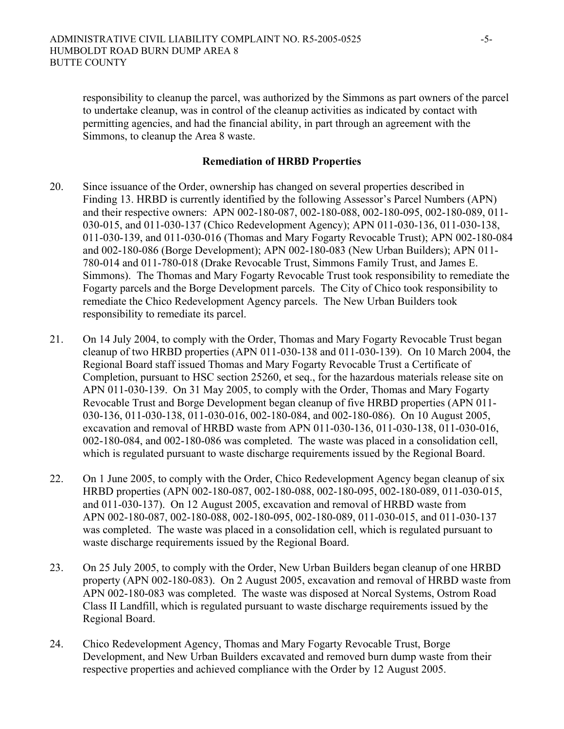responsibility to cleanup the parcel, was authorized by the Simmons as part owners of the parcel to undertake cleanup, was in control of the cleanup activities as indicated by contact with permitting agencies, and had the financial ability, in part through an agreement with the Simmons, to cleanup the Area 8 waste.

**Remediation of HRBD Properties**

20. Since issuance of the Order, ownership has changed on several properties described in Finding 13. HRBD is currently identified by the following Assessor's Parcel Numbers (APN) and their respective owners: APN 002-180-087, 002-180-088, 002-180-095, 002-180-089, 011-030-015, and 011-030-137 (Chico Redevelopment Agency); APN 011-030-136, 011-030-138, 011-030-139, and 011-030-016 (Thomas and Mary Fogarty Revocable Trust); APN 002-180-084 and 002-180-086 (Borge Development); APN 002-180-083 (New Urban Builders); APN 011-780-014 and 011-780-018 (Drake Revocable Trust, Simmons Family Trust, and James E. Simmons). The Thomas and Mary Fogarty Revocable Trust took responsibility to remediate the Fogarty parcels and the Borge Development parcels. The City of Chico took responsibility to remediate the Chico Redevelopment Agency parcels. The New Urban Builders took responsibility to remediate its parcel.

21. On 14 July 2004, to comply with the Order, Thomas and Mary Fogarty Revocable Trust began cleanup of two HRBD properties (APN 011-030-138 and 011-030-139). On 10 March 2004, the Regional Board staff issued Thomas and Mary Fogarty Revocable Trust a Certificate of Completion, pursuant to HSC section 25260, et seq., for the hazardous materials release site on APN 011-030-139. On 31 May 2005, to comply with the Order, Thomas and Mary Fogarty Revocable Trust and Borge Development began cleanup of five HRBD properties (APN 011-030-136, 011-030-138, 011-030-016, 002-180-084, and 002-180-086). On 10 August 2005, excavation and removal of HRBD waste from APN 011-030-136, 011-030-138, 011-030-016, 002-180-084, and 002-180-086 was completed. The waste was placed in a consolidation cell, which is regulated pursuant to waste discharge requirements issued by the Regional Board.

22. On 1 June 2005, to comply with the Order, Chico Redevelopment Agency began cleanup of six HRBD properties (APN 002-180-087, 002-180-088, 002-180-095, 002-180-089, 011-030-015, and 011-030-137). On 12 August 2005, excavation and removal of HRBD waste from APN 002-180-087, 002-180-088, 002-180-095, 002-180-089, 011-030-015, and 011-030-137 was completed. The waste was placed in a consolidation cell, which is regulated pursuant to waste discharge requirements issued by the Regional Board.

23. On 25 July 2005, to comply with the Order, New Urban Builders began cleanup of one HRBD property (APN 002-180-083). On 2 August 2005, excavation and removal of HRBD waste from APN 002-180-083 was completed. The waste was disposed at Norcal Systems, Ostrom Road Class II Landfill, which is regulated pursuant to waste discharge requirements issued by the Regional Board.

24. Chico Redevelopment Agency, Thomas and Mary Fogarty Revocable Trust, Borge Development, and New Urban Builders excavated and removed burn dump waste from their respective properties and achieved compliance with the Order by 12 August 2005.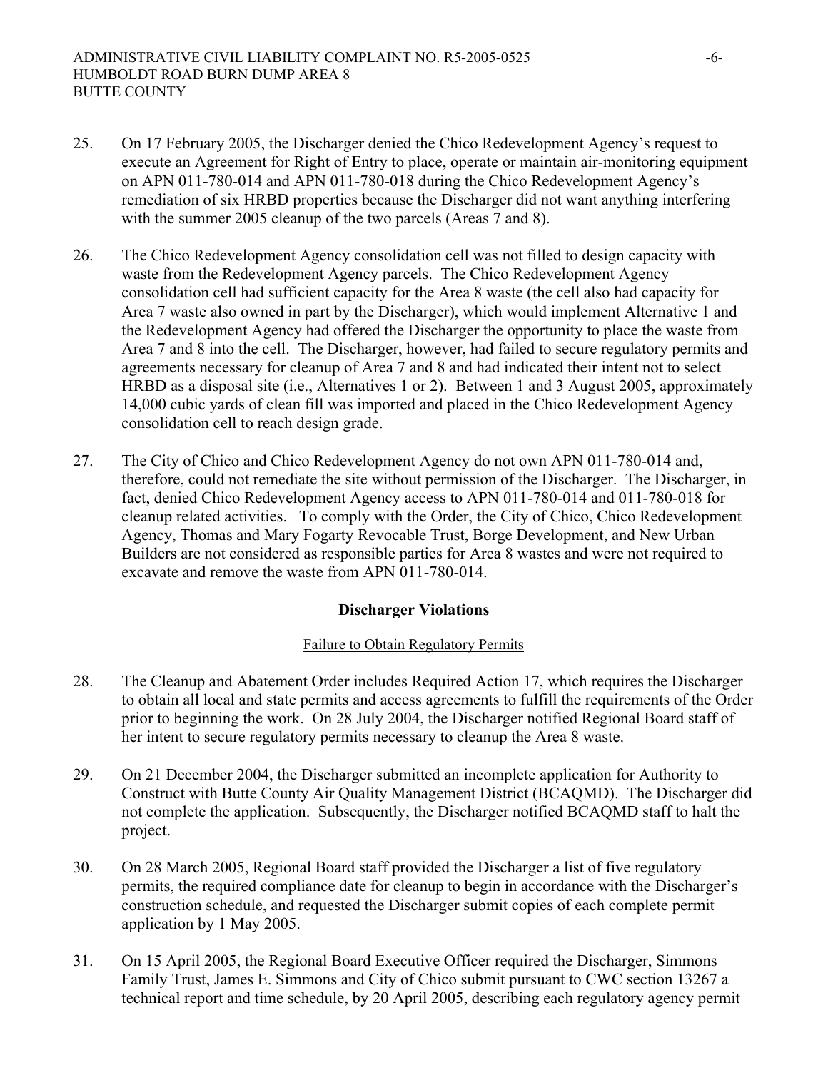25. On 17 February 2005, the Discharger denied the Chico Redevelopment Agency's request to execute an Agreement for Right of Entry to place, operate or maintain air-monitoring equipment on APN 011-780-014 and APN 011-780-018 during the Chico Redevelopment Agency's remediation of six HRBD properties because the Discharger did not want anything interfering with the summer 2005 cleanup of the two parcels (Areas 7 and 8).

26. The Chico Redevelopment Agency consolidation cell was not filled to design capacity with waste from the Redevelopment Agency parcels. The Chico Redevelopment Agency consolidation cell had sufficient capacity for the Area 8 waste (the cell also had capacity for Area 7 waste also owned in part by the Discharger), which would implement Alternative 1 and the Redevelopment Agency had offered the Discharger the opportunity to place the waste from Area 7 and 8 into the cell. The Discharger, however, had failed to secure regulatory permits and agreements necessary for cleanup of Area 7 and 8 and had indicated their intent not to select HRBD as a disposal site (i.e., Alternatives 1 or 2). Between 1 and 3 August 2005, approximately 14,000 cubic yards of clean fill was imported and placed in the Chico Redevelopment Agency consolidation cell to reach design grade.

27. The City of Chico and Chico Redevelopment Agency do not own APN 011-780-014 and, therefore, could not remediate the site without permission of the Discharger. The Discharger, in fact, denied Chico Redevelopment Agency access to APN 011-780-014 and 011-780-018 for cleanup related activities. To comply with the Order, the City of Chico, Chico Redevelopment Agency, Thomas and Mary Fogarty Revocable Trust, Borge Development, and New Urban Builders are not considered as responsible parties for Area 8 wastes and were not required to excavate and remove the waste from APN 011-780-014.

## Discharger Violations

Failure to Obtain Regulatory Permits

28. The Cleanup and Abatement Order includes Required Action 17, which requires the Discharger to obtain all local and state permits and access agreements to fulfill the requirements of the Order prior to beginning the work. On 28 July 2004, the Discharger notified Regional Board staff of her intent to secure regulatory permits necessary to cleanup the Area 8 waste.

29. On 21 December 2004, the Discharger submitted an incomplete application for Authority to Construct with Butte County Air Quality Management District (BCAQMD). The Discharger did not complete the application. Subsequently, the Discharger notified BCAQMD staff to halt the project.

30. On 28 March 2005, Regional Board staff provided the Discharger a list of five regulatory permits, the required compliance date for cleanup to begin in accordance with the Discharger's construction schedule, and requested the Discharger submit copies of each complete permit application by 1 May 2005.

31. On 15 April 2005, the Regional Board Executive Officer required the Discharger, Simmons Family Trust, James E. Simmons and City of Chico submit pursuant to CWC section 13267 a technical report and time schedule, by 20 April 2005, describing each regulatory agency permit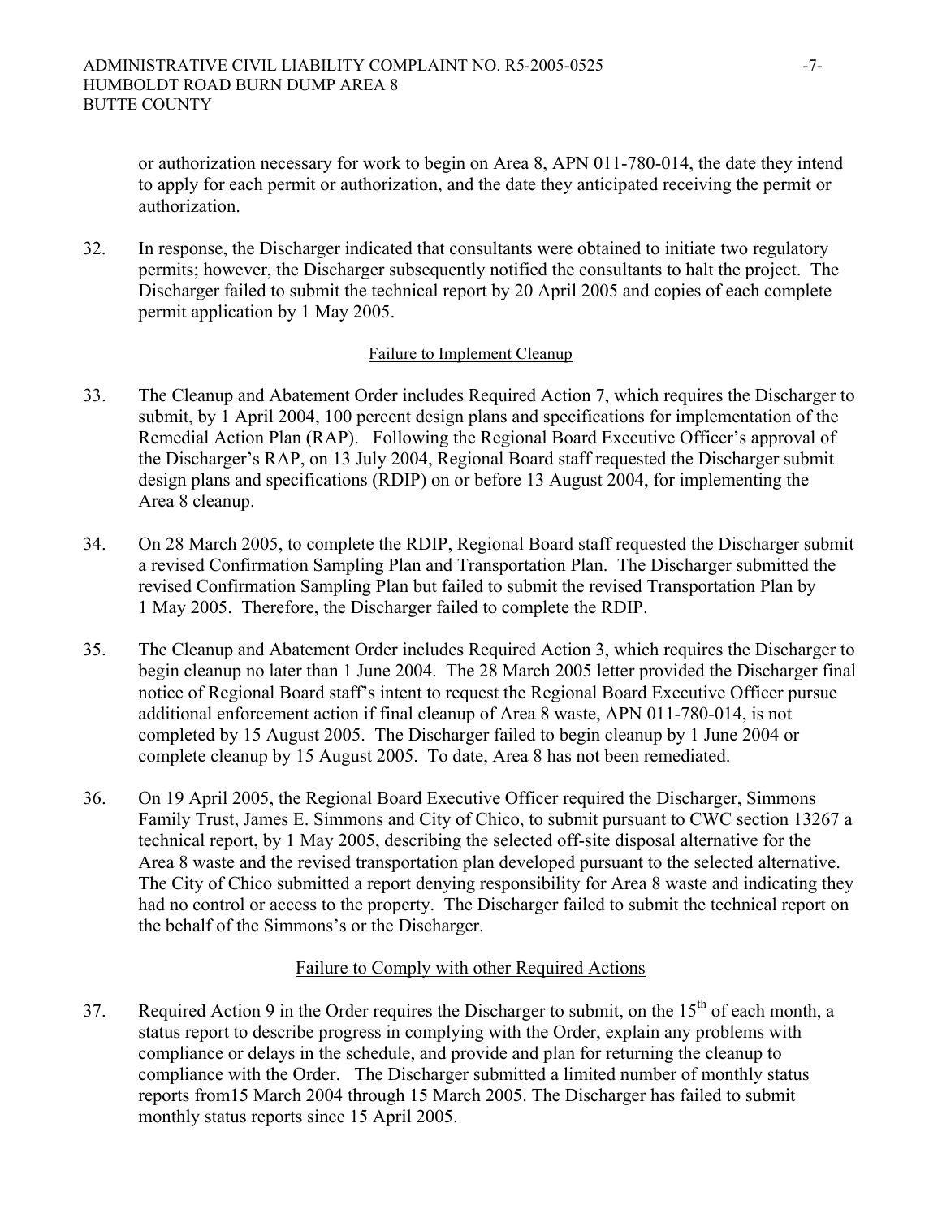or authorization necessary for work to begin on Area 8, APN 011-780-014, the date they intend to apply for each permit or authorization, and the date they anticipated receiving the permit or authorization.

32. In response, the Discharger indicated that consultants were obtained to initiate two regulatory permits; however, the Discharger subsequently notified the consultants to halt the project. The Discharger failed to submit the technical report by 20 April 2005 and copies of each complete permit application by 1 May 2005.

### Failure to Implement Cleanup

33. The Cleanup and Abatement Order includes Required Action 7, which requires the Discharger to submit, by 1 April 2004, 100 percent design plans and specifications for implementation of the Remedial Action Plan (RAP). Following the Regional Board Executive Officer's approval of the Discharger's RAP, on 13 July 2004, Regional Board staff requested the Discharger submit design plans and specifications (RDIP) on or before 13 August 2004, for implementing the Area 8 cleanup.

34. On 28 March 2005, to complete the RDIP, Regional Board staff requested the Discharger submit a revised Confirmation Sampling Plan and Transportation Plan. The Discharger submitted the revised Confirmation Sampling Plan but failed to submit the revised Transportation Plan by 1 May 2005. Therefore, the Discharger failed to complete the RDIP.

35. The Cleanup and Abatement Order includes Required Action 3, which requires the Discharger to begin cleanup no later than 1 June 2004. The 28 March 2005 letter provided the Discharger final notice of Regional Board staff's intent to request the Regional Board Executive Officer pursue additional enforcement action if final cleanup of Area 8 waste, APN 011-780-014, is not completed by 15 August 2005. The Discharger failed to begin cleanup by 1 June 2004 or complete cleanup by 15 August 2005. To date, Area 8 has not been remediated.

36. On 19 April 2005, the Regional Board Executive Officer required the Discharger, Simmons Family Trust, James E. Simmons and City of Chico, to submit pursuant to CWC section 13267 a technical report, by 1 May 2005, describing the selected off-site disposal alternative for the Area 8 waste and the revised transportation plan developed pursuant to the selected alternative. The City of Chico submitted a report denying responsibility for Area 8 waste and indicating they had no control or access to the property. The Discharger failed to submit the technical report on the behalf of the Simmons's or the Discharger.

### Failure to Comply with other Required Actions

37. Required Action 9 in the Order requires the Discharger to submit, on the 15th of each month, a status report to describe progress in complying with the Order, explain any problems with compliance or delays in the schedule, and provide and plan for returning the cleanup to compliance with the Order. The Discharger submitted a limited number of monthly status reports from15 March 2004 through 15 March 2005. The Discharger has failed to submit monthly status reports since 15 April 2005.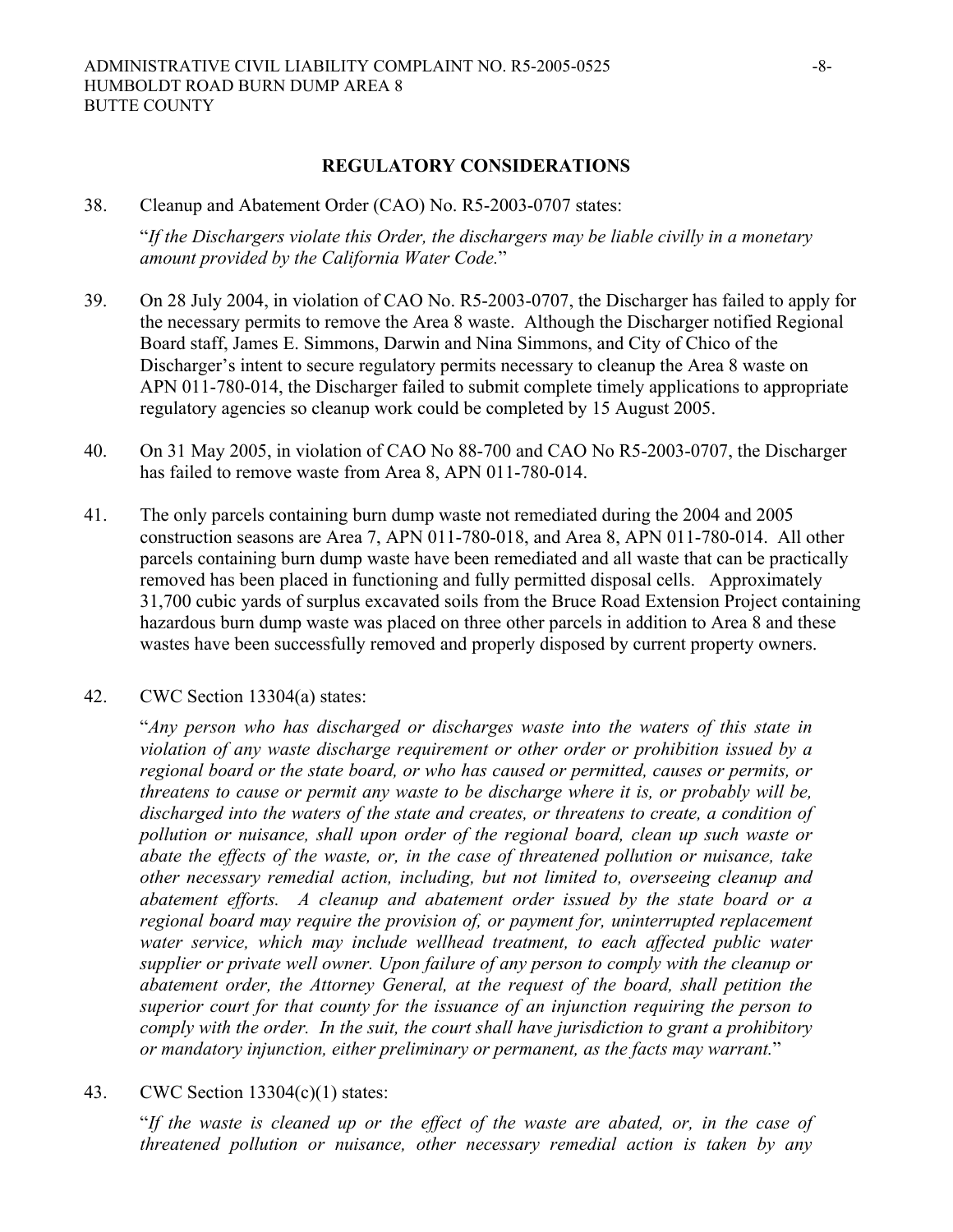**REGULATORY CONSIDERATIONS**

38. Cleanup and Abatement Order (CAO) No. R5-2003-0707 states:

    "*If the Dischargers violate this Order, the dischargers may be liable civilly in a monetary amount provided by the California Water Code.*"

39. On 28 July 2004, in violation of CAO No. R5-2003-0707, the Discharger has failed to apply for the necessary permits to remove the Area 8 waste. Although the Discharger notified Regional Board staff, James E. Simmons, Darwin and Nina Simmons, and City of Chico of the Discharger's intent to secure regulatory permits necessary to cleanup the Area 8 waste on APN 011-780-014, the Discharger failed to submit complete timely applications to appropriate regulatory agencies so cleanup work could be completed by 15 August 2005.

40. On 31 May 2005, in violation of CAO No 88-700 and CAO No R5-2003-0707, the Discharger has failed to remove waste from Area 8, APN 011-780-014.

41. The only parcels containing burn dump waste not remediated during the 2004 and 2005 construction seasons are Area 7, APN 011-780-018, and Area 8, APN 011-780-014. All other parcels containing burn dump waste have been remediated and all waste that can be practically removed has been placed in functioning and fully permitted disposal cells. Approximately 31,700 cubic yards of surplus excavated soils from the Bruce Road Extension Project containing hazardous burn dump waste was placed on three other parcels in addition to Area 8 and these wastes have been successfully removed and properly disposed by current property owners.

42. CWC Section 13304(a) states:

    "*Any person who has discharged or discharges waste into the waters of this state in violation of any waste discharge requirement or other order or prohibition issued by a regional board or the state board, or who has caused or permitted, causes or permits, or threatens to cause or permit any waste to be discharge where it is, or probably will be, discharged into the waters of the state and creates, or threatens to create, a condition of pollution or nuisance, shall upon order of the regional board, clean up such waste or abate the effects of the waste, or, in the case of threatened pollution or nuisance, take other necessary remedial action, including, but not limited to, overseeing cleanup and abatement efforts. A cleanup and abatement order issued by the state board or a regional board may require the provision of, or payment for, uninterrupted replacement water service, which may include wellhead treatment, to each affected public water supplier or private well owner. Upon failure of any person to comply with the cleanup or abatement order, the Attorney General, at the request of the board, shall petition the superior court for that county for the issuance of an injunction requiring the person to comply with the order. In the suit, the court shall have jurisdiction to grant a prohibitory or mandatory injunction, either preliminary or permanent, as the facts may warrant.*"

43. CWC Section 13304(c)(1) states:

    "*If the waste is cleaned up or the effect of the waste are abated, or, in the case of threatened pollution or nuisance, other necessary remedial action is taken by any*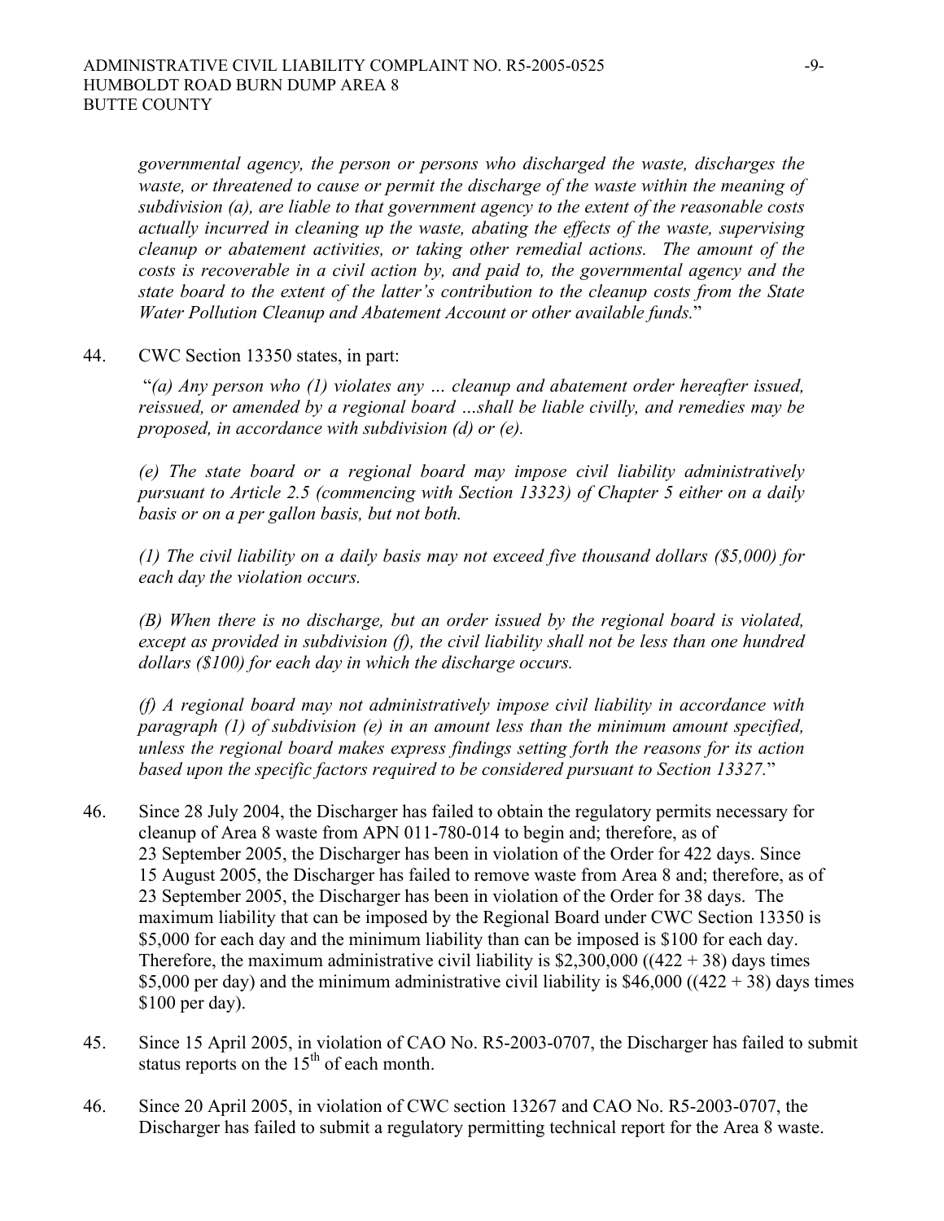*governmental agency, the person or persons who discharged the waste, discharges the waste, or threatened to cause or permit the discharge of the waste within the meaning of subdivision (a), are liable to that government agency to the extent of the reasonable costs actually incurred in cleaning up the waste, abating the effects of the waste, supervising cleanup or abatement activities, or taking other remedial actions. The amount of the costs is recoverable in a civil action by, and paid to, the governmental agency and the state board to the extent of the latter's contribution to the cleanup costs from the State Water Pollution Cleanup and Abatement Account or other available funds.*"

44. CWC Section 13350 states, in part:

"*(a) Any person who (1) violates any … cleanup and abatement order hereafter issued, reissued, or amended by a regional board …shall be liable civilly, and remedies may be proposed, in accordance with subdivision (d) or (e).*

*(e) The state board or a regional board may impose civil liability administratively pursuant to Article 2.5 (commencing with Section 13323) of Chapter 5 either on a daily basis or on a per gallon basis, but not both.*

*(1) The civil liability on a daily basis may not exceed five thousand dollars ($5,000) for each day the violation occurs.*

*(B) When there is no discharge, but an order issued by the regional board is violated, except as provided in subdivision (f), the civil liability shall not be less than one hundred dollars ($100) for each day in which the discharge occurs.*

*(f) A regional board may not administratively impose civil liability in accordance with paragraph (1) of subdivision (e) in an amount less than the minimum amount specified, unless the regional board makes express findings setting forth the reasons for its action based upon the specific factors required to be considered pursuant to Section 13327.*"

46. Since 28 July 2004, the Discharger has failed to obtain the regulatory permits necessary for cleanup of Area 8 waste from APN 011-780-014 to begin and; therefore, as of 23 September 2005, the Discharger has been in violation of the Order for 422 days. Since 15 August 2005, the Discharger has failed to remove waste from Area 8 and; therefore, as of 23 September 2005, the Discharger has been in violation of the Order for 38 days. The maximum liability that can be imposed by the Regional Board under CWC Section 13350 is $5,000 for each day and the minimum liability than can be imposed is $100 for each day. Therefore, the maximum administrative civil liability is $2,300,000 ((422 + 38) days times $5,000 per day) and the minimum administrative civil liability is $46,000 ((422 + 38) days times $100 per day).

45. Since 15 April 2005, in violation of CAO No. R5-2003-0707, the Discharger has failed to submit status reports on the 15th of each month.

46. Since 20 April 2005, in violation of CWC section 13267 and CAO No. R5-2003-0707, the Discharger has failed to submit a regulatory permitting technical report for the Area 8 waste.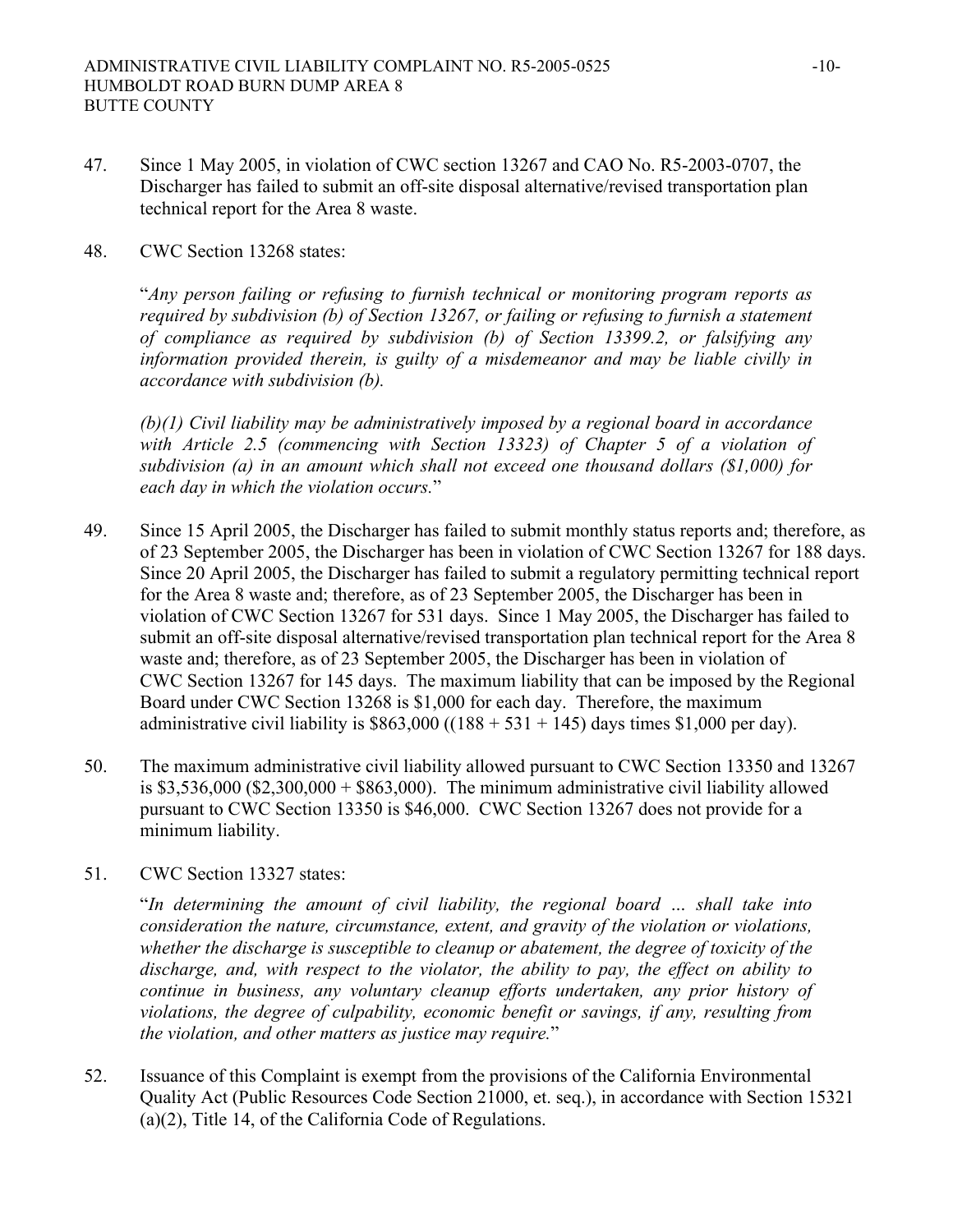47. Since 1 May 2005, in violation of CWC section 13267 and CAO No. R5-2003-0707, the Discharger has failed to submit an off-site disposal alternative/revised transportation plan technical report for the Area 8 waste.

48. CWC Section 13268 states:

    "*Any person failing or refusing to furnish technical or monitoring program reports as required by subdivision (b) of Section 13267, or failing or refusing to furnish a statement of compliance as required by subdivision (b) of Section 13399.2, or falsifying any information provided therein, is guilty of a misdemeanor and may be liable civilly in accordance with subdivision (b).*

    *(b)(1) Civil liability may be administratively imposed by a regional board in accordance with Article 2.5 (commencing with Section 13323) of Chapter 5 of a violation of subdivision (a) in an amount which shall not exceed one thousand dollars ($1,000) for each day in which the violation occurs.*"

49. Since 15 April 2005, the Discharger has failed to submit monthly status reports and; therefore, as of 23 September 2005, the Discharger has been in violation of CWC Section 13267 for 188 days. Since 20 April 2005, the Discharger has failed to submit a regulatory permitting technical report for the Area 8 waste and; therefore, as of 23 September 2005, the Discharger has been in violation of CWC Section 13267 for 531 days. Since 1 May 2005, the Discharger has failed to submit an off-site disposal alternative/revised transportation plan technical report for the Area 8 waste and; therefore, as of 23 September 2005, the Discharger has been in violation of CWC Section 13267 for 145 days. The maximum liability that can be imposed by the Regional Board under CWC Section 13268 is $1,000 for each day. Therefore, the maximum administrative civil liability is $863,000 ((188 + 531 + 145) days times $1,000 per day).

50. The maximum administrative civil liability allowed pursuant to CWC Section 13350 and 13267 is $3,536,000 ($2,300,000 + $863,000). The minimum administrative civil liability allowed pursuant to CWC Section 13350 is $46,000. CWC Section 13267 does not provide for a minimum liability.

51. CWC Section 13327 states:

    "*In determining the amount of civil liability, the regional board … shall take into consideration the nature, circumstance, extent, and gravity of the violation or violations, whether the discharge is susceptible to cleanup or abatement, the degree of toxicity of the discharge, and, with respect to the violator, the ability to pay, the effect on ability to continue in business, any voluntary cleanup efforts undertaken, any prior history of violations, the degree of culpability, economic benefit or savings, if any, resulting from the violation, and other matters as justice may require.*"

52. Issuance of this Complaint is exempt from the provisions of the California Environmental Quality Act (Public Resources Code Section 21000, et. seq.), in accordance with Section 15321 (a)(2), Title 14, of the California Code of Regulations.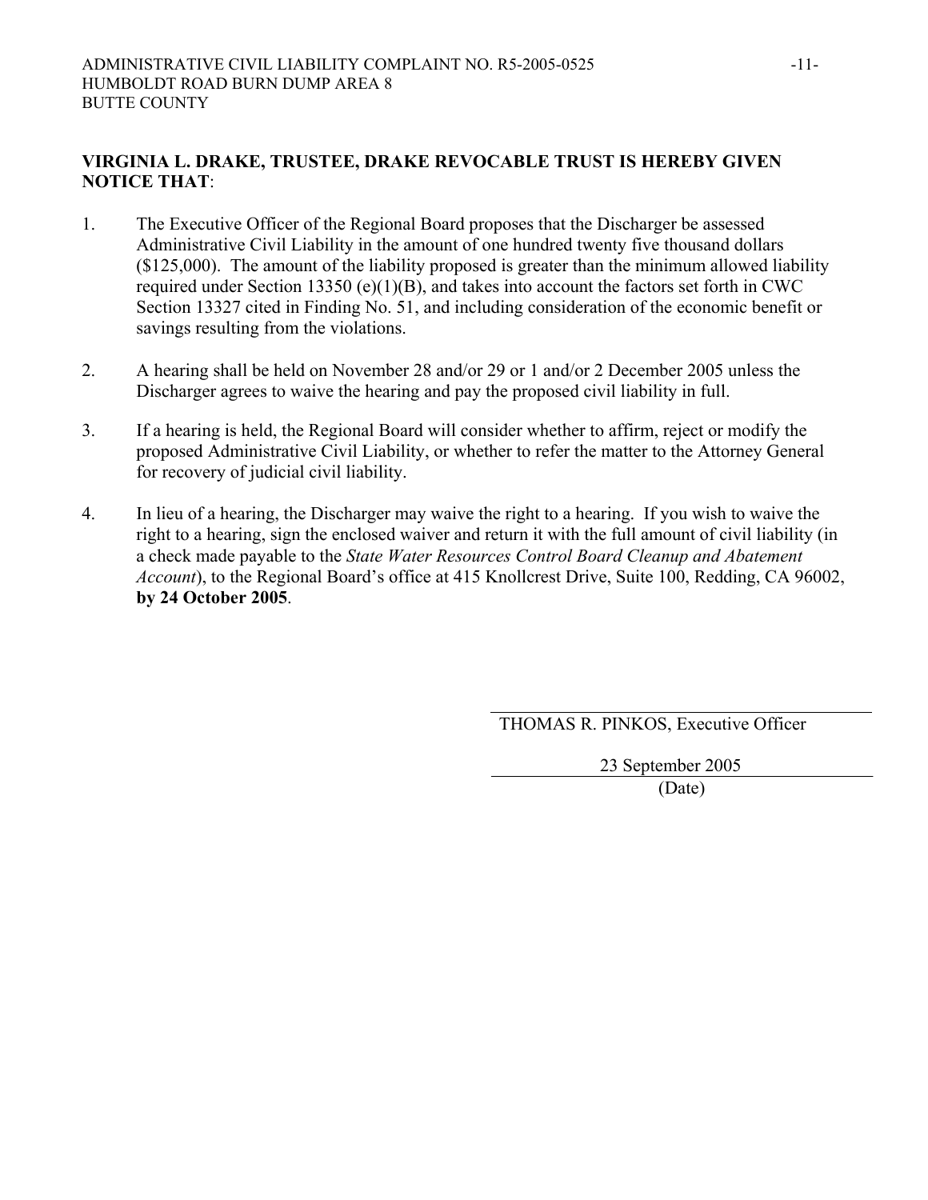**VIRGINIA L. DRAKE, TRUSTEE, DRAKE REVOCABLE TRUST IS HEREBY GIVEN NOTICE THAT**:

1. The Executive Officer of the Regional Board proposes that the Discharger be assessed Administrative Civil Liability in the amount of one hundred twenty five thousand dollars ($125,000). The amount of the liability proposed is greater than the minimum allowed liability required under Section 13350 (e)(1)(B), and takes into account the factors set forth in CWC Section 13327 cited in Finding No. 51, and including consideration of the economic benefit or savings resulting from the violations.

2. A hearing shall be held on November 28 and/or 29 or 1 and/or 2 December 2005 unless the Discharger agrees to waive the hearing and pay the proposed civil liability in full.

3. If a hearing is held, the Regional Board will consider whether to affirm, reject or modify the proposed Administrative Civil Liability, or whether to refer the matter to the Attorney General for recovery of judicial civil liability.

4. In lieu of a hearing, the Discharger may waive the right to a hearing. If you wish to waive the right to a hearing, sign the enclosed waiver and return it with the full amount of civil liability (in a check made payable to the *State Water Resources Control Board Cleanup and Abatement Account*), to the Regional Board's office at 415 Knollcrest Drive, Suite 100, Redding, CA 96002, **by 24 October 2005**.

THOMAS R. PINKOS, Executive Officer

23 September 2005

(Date)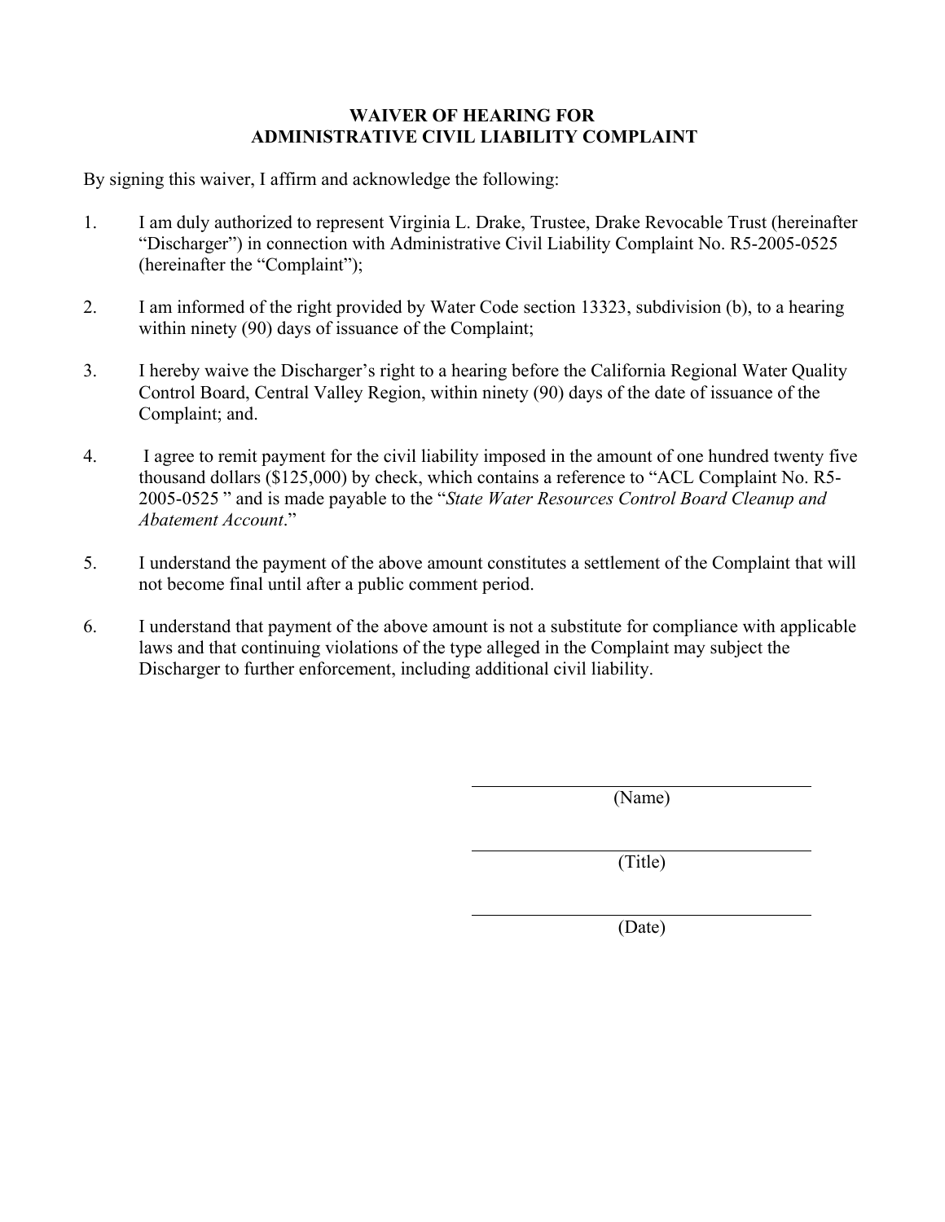# WAIVER OF HEARING FOR ADMINISTRATIVE CIVIL LIABILITY COMPLAINT

By signing this waiver, I affirm and acknowledge the following:

1. I am duly authorized to represent Virginia L. Drake, Trustee, Drake Revocable Trust (hereinafter "Discharger") in connection with Administrative Civil Liability Complaint No. R5-2005-0525 (hereinafter the "Complaint");

2. I am informed of the right provided by Water Code section 13323, subdivision (b), to a hearing within ninety (90) days of issuance of the Complaint;

3. I hereby waive the Discharger's right to a hearing before the California Regional Water Quality Control Board, Central Valley Region, within ninety (90) days of the date of issuance of the Complaint; and.

4. I agree to remit payment for the civil liability imposed in the amount of one hundred twenty five thousand dollars ($125,000) by check, which contains a reference to "ACL Complaint No. R5-2005-0525 " and is made payable to the "*State Water Resources Control Board Cleanup and Abatement Account*."

5. I understand the payment of the above amount constitutes a settlement of the Complaint that will not become final until after a public comment period.

6. I understand that payment of the above amount is not a substitute for compliance with applicable laws and that continuing violations of the type alleged in the Complaint may subject the Discharger to further enforcement, including additional civil liability.

\_\_\_\_\_\_\_\_\_\_\_\_\_\_\_\_\_\_\_\_\_\_\_\_\_\_\_\_\_\_\_\_\_\_\_\_
(Name)

\_\_\_\_\_\_\_\_\_\_\_\_\_\_\_\_\_\_\_\_\_\_\_\_\_\_\_\_\_\_\_\_\_\_\_\_
(Title)

\_\_\_\_\_\_\_\_\_\_\_\_\_\_\_\_\_\_\_\_\_\_\_\_\_\_\_\_\_\_\_\_\_\_\_\_
(Date)